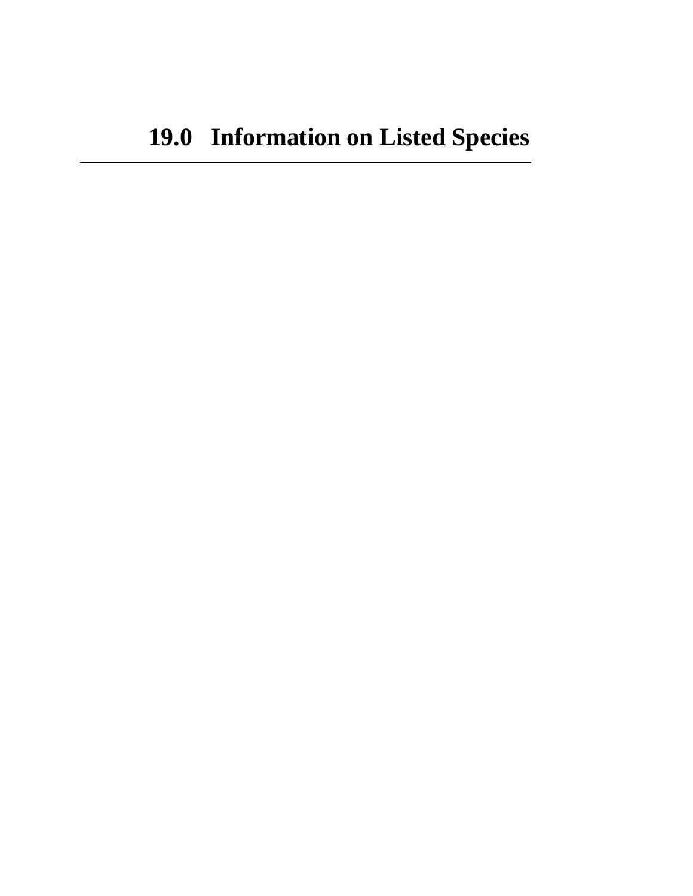# 19.0 Information on Listed Species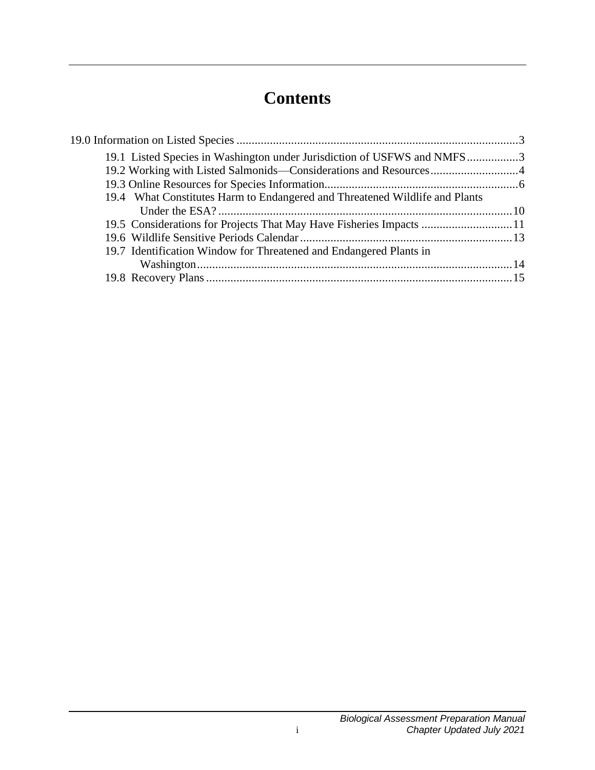# Contents

19.0 Information on Listed Species ........................................................................................3

- 19.1 Listed Species in Washington under Jurisdiction of USFWS and NMFS .................3
- 19.2 Working with Listed Salmonids—Considerations and Resources.............................4
- 19.3 Online Resources for Species Information................................................................6
- 19.4 What Constitutes Harm to Endangered and Threatened Wildlife and Plants Under the ESA? ..............................................................................................10
- 19.5 Considerations for Projects That May Have Fisheries Impacts ..............................11
- 19.6 Wildlife Sensitive Periods Calendar......................................................................13
- 19.7 Identification Window for Threatened and Endangered Plants in Washington........................................................................................................14
- 19.8 Recovery Plans .....................................................................................................15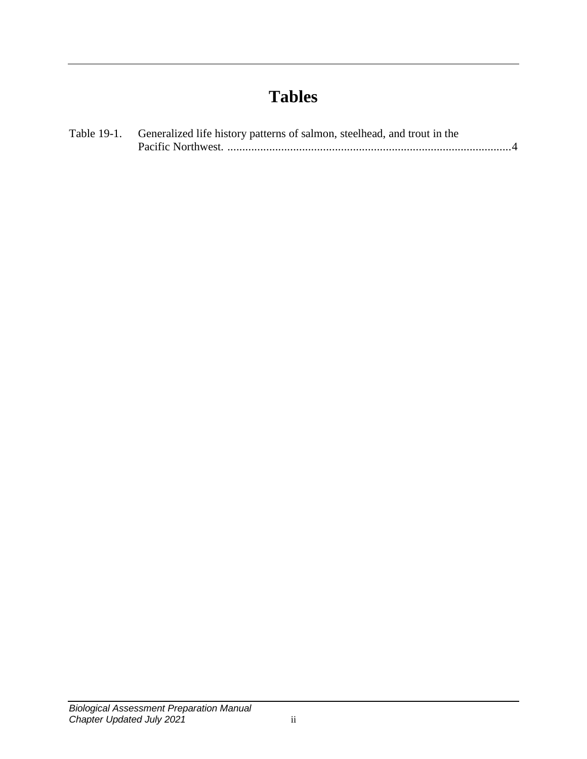# Tables

Table 19-1. Generalized life history patterns of salmon, steelhead, and trout in the Pacific Northwest. ...............................................................................................4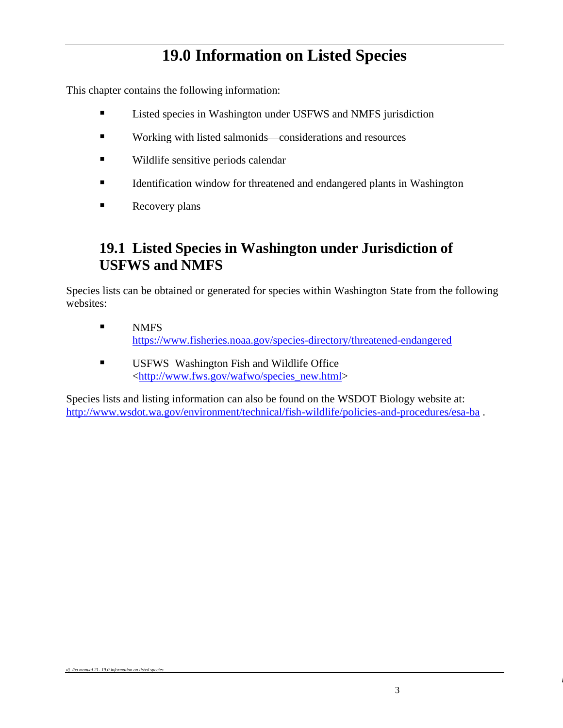# 19.0 Information on Listed Species

This chapter contains the following information:

- Listed species in Washington under USFWS and NMFS jurisdiction
- Working with listed salmonids—considerations and resources
- Wildlife sensitive periods calendar
- Identification window for threatened and endangered plants in Washington
- Recovery plans

## 19.1 Listed Species in Washington under Jurisdiction of USFWS and NMFS

Species lists can be obtained or generated for species within Washington State from the following websites:

- NMFS
  https://www.fisheries.noaa.gov/species-directory/threatened-endangered
- USFWS Washington Fish and Wildlife Office
  <http://www.fws.gov/wafwo/species_new.html>

Species lists and listing information can also be found on the WSDOT Biology website at: http://www.wsdot.wa.gov/environment/technical/fish-wildlife/policies-and-procedures/esa-ba .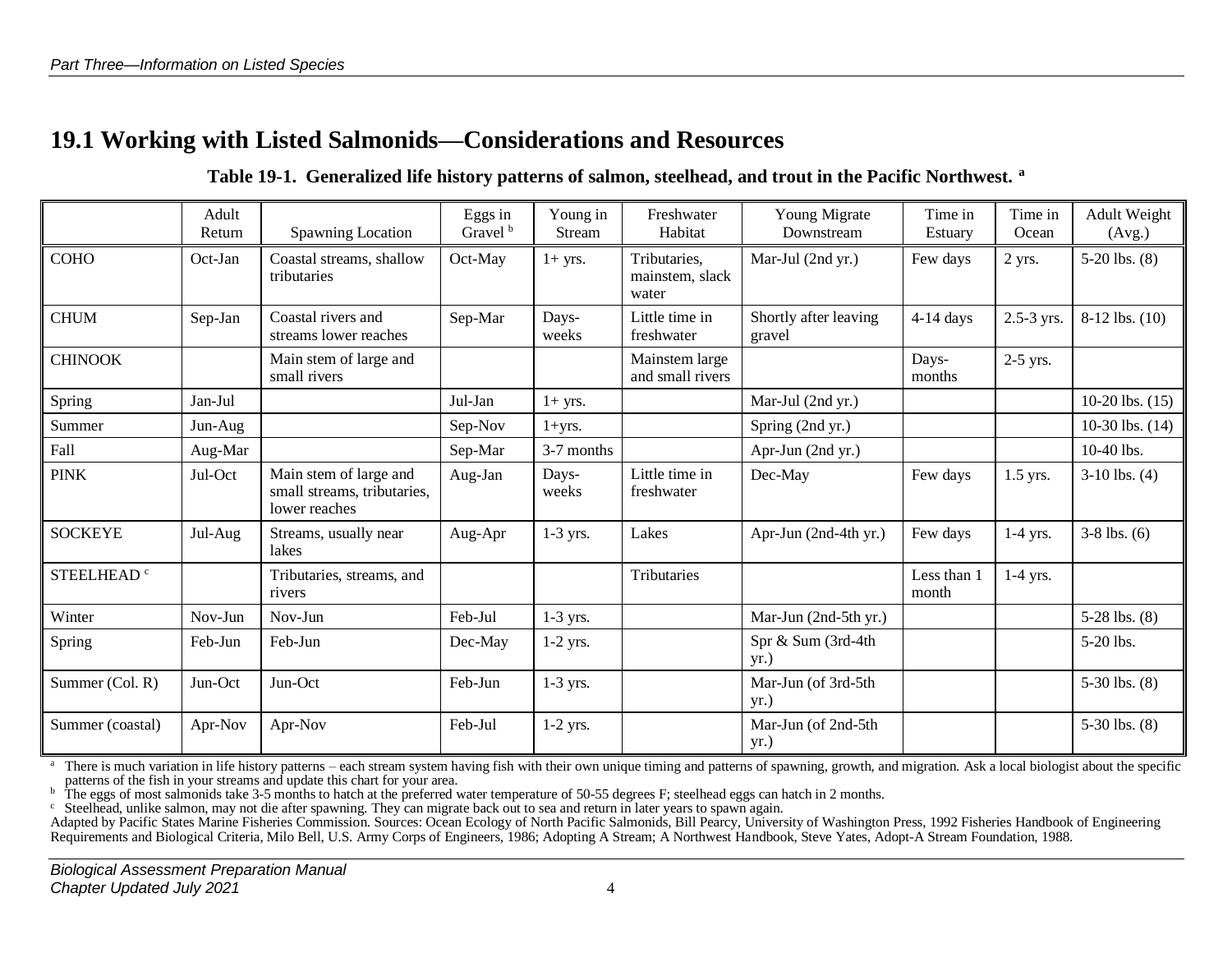## 19.1 Working with Listed Salmonids—Considerations and Resources

**Table 19-1. Generalized life history patterns of salmon, steelhead, and trout in the Pacific Northwest. [a]**

| | Adult Return | Spawning Location | Eggs in Gravel [b] | Young in Stream | Freshwater Habitat | Young Migrate Downstream | Time in Estuary | Time in Ocean | Adult Weight (Avg.) |
|---|---|---|---|---|---|---|---|---|---|
| COHO | Oct-Jan | Coastal streams, shallow tributaries | Oct-May | 1+ yrs. | Tributaries, mainstem, slack water | Mar-Jul (2nd yr.) | Few days | 2 yrs. | 5-20 lbs. (8) |
| CHUM | Sep-Jan | Coastal rivers and streams lower reaches | Sep-Mar | Days-weeks | Little time in freshwater | Shortly after leaving gravel | 4-14 days | 2.5-3 yrs. | 8-12 lbs. (10) |
| CHINOOK | | Main stem of large and small rivers | | | Mainstem large and small rivers | | Days-months | 2-5 yrs. | |
| Spring | Jan-Jul | | Jul-Jan | 1+ yrs. | | Mar-Jul (2nd yr.) | | | 10-20 lbs. (15) |
| Summer | Jun-Aug | | Sep-Nov | 1+yrs. | | Spring (2nd yr.) | | | 10-30 lbs. (14) |
| Fall | Aug-Mar | | Sep-Mar | 3-7 months | | Apr-Jun (2nd yr.) | | | 10-40 lbs. |
| PINK | Jul-Oct | Main stem of large and small streams, tributaries, lower reaches | Aug-Jan | Days-weeks | Little time in freshwater | Dec-May | Few days | 1.5 yrs. | 3-10 lbs. (4) |
| SOCKEYE | Jul-Aug | Streams, usually near lakes | Aug-Apr | 1-3 yrs. | Lakes | Apr-Jun (2nd-4th yr.) | Few days | 1-4 yrs. | 3-8 lbs. (6) |
| STEELHEAD [c] | | Tributaries, streams, and rivers | | | Tributaries | | Less than 1 month | 1-4 yrs. | |
| Winter | Nov-Jun | Nov-Jun | Feb-Jul | 1-3 yrs. | | Mar-Jun (2nd-5th yr.) | | | 5-28 lbs. (8) |
| Spring | Feb-Jun | Feb-Jun | Dec-May | 1-2 yrs. | | Spr & Sum (3rd-4th yr.) | | | 5-20 lbs. |
| Summer (Col. R) | Jun-Oct | Jun-Oct | Feb-Jun | 1-3 yrs. | | Mar-Jun (of 3rd-5th yr.) | | | 5-30 lbs. (8) |
| Summer (coastal) | Apr-Nov | Apr-Nov | Feb-Jul | 1-2 yrs. | | Mar-Jun (of 2nd-5th yr.) | | | 5-30 lbs. (8) |

[a] There is much variation in life history patterns – each stream system having fish with their own unique timing and patterns of spawning, growth, and migration. Ask a local biologist about the specific patterns of the fish in your streams and update this chart for your area.

[b] The eggs of most salmonids take 3-5 months to hatch at the preferred water temperature of 50-55 degrees F; steelhead eggs can hatch in 2 months.

[c] Steelhead, unlike salmon, may not die after spawning. They can migrate back out to sea and return in later years to spawn again.

Adapted by Pacific States Marine Fisheries Commission. Sources: Ocean Ecology of North Pacific Salmonids, Bill Pearcy, University of Washington Press, 1992 Fisheries Handbook of Engineering Requirements and Biological Criteria, Milo Bell, U.S. Army Corps of Engineers, 1986; Adopting A Stream; A Northwest Handbook, Steve Yates, Adopt-A Stream Foundation, 1988.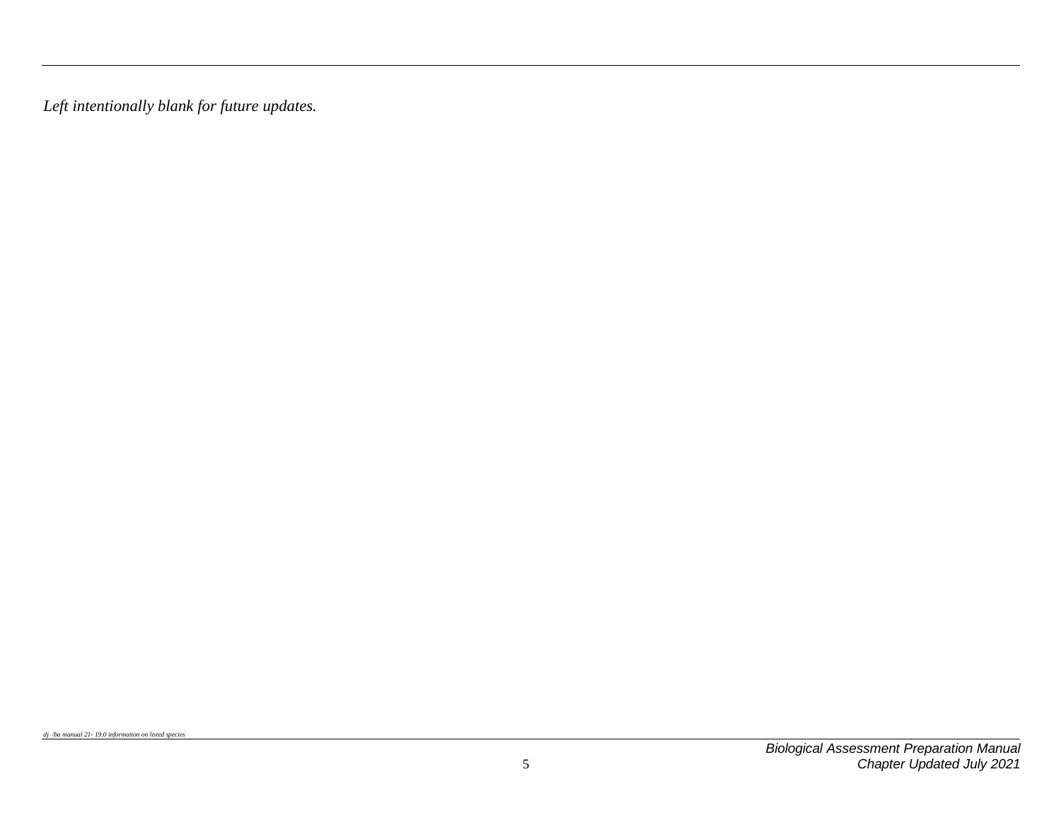*Left intentionally blank for future updates.*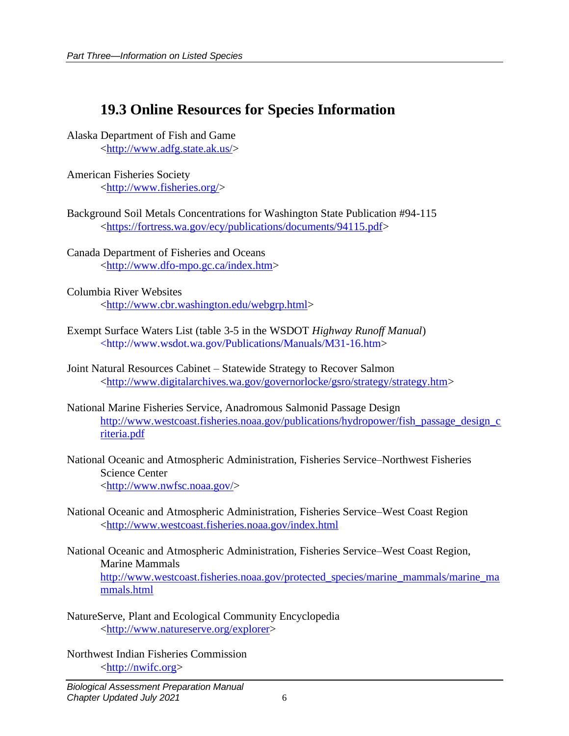## 19.3 Online Resources for Species Information

Alaska Department of Fish and Game
<http://www.adfg.state.ak.us/>

American Fisheries Society
<http://www.fisheries.org/>

Background Soil Metals Concentrations for Washington State Publication #94-115
<https://fortress.wa.gov/ecy/publications/documents/94115.pdf>

Canada Department of Fisheries and Oceans
<http://www.dfo-mpo.gc.ca/index.htm>

Columbia River Websites
<http://www.cbr.washington.edu/webgrp.html>

Exempt Surface Waters List (table 3-5 in the WSDOT *Highway Runoff Manual*)
<http://www.wsdot.wa.gov/Publications/Manuals/M31-16.htm>

Joint Natural Resources Cabinet – Statewide Strategy to Recover Salmon
<http://www.digitalarchives.wa.gov/governorlocke/gsro/strategy/strategy.htm>

National Marine Fisheries Service, Anadromous Salmonid Passage Design
http://www.westcoast.fisheries.noaa.gov/publications/hydropower/fish_passage_design_criteria.pdf

National Oceanic and Atmospheric Administration, Fisheries Service–Northwest Fisheries Science Center
<http://www.nwfsc.noaa.gov/>

National Oceanic and Atmospheric Administration, Fisheries Service–West Coast Region
<http://www.westcoast.fisheries.noaa.gov/index.html

National Oceanic and Atmospheric Administration, Fisheries Service–West Coast Region, Marine Mammals
http://www.westcoast.fisheries.noaa.gov/protected_species/marine_mammals/marine_mammals.html

NatureServe, Plant and Ecological Community Encyclopedia
<http://www.natureserve.org/explorer>

Northwest Indian Fisheries Commission
<http://nwifc.org>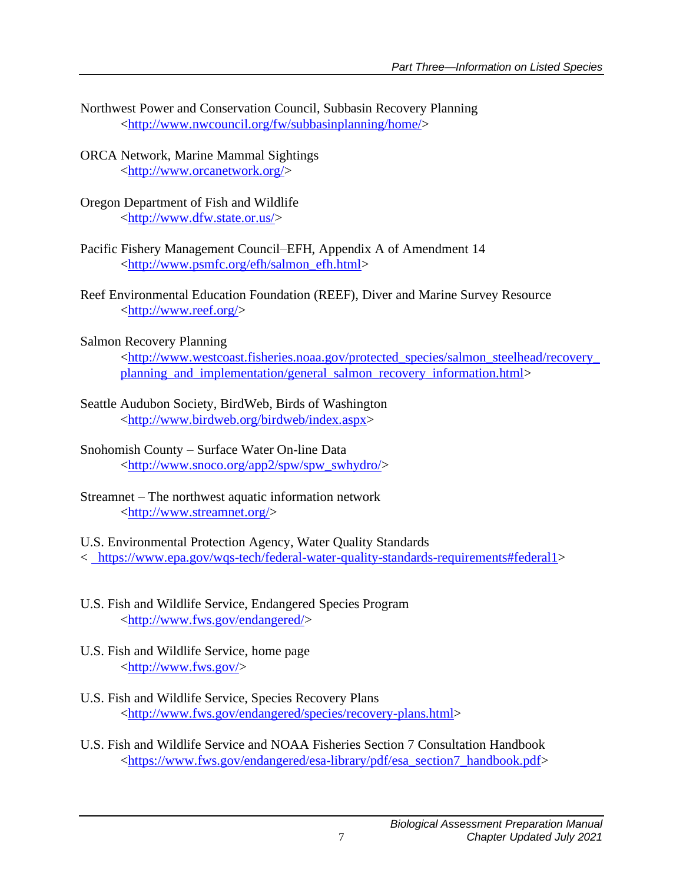Northwest Power and Conservation Council, Subbasin Recovery Planning
<http://www.nwcouncil.org/fw/subbasinplanning/home/>

ORCA Network, Marine Mammal Sightings
<http://www.orcanetwork.org/>

Oregon Department of Fish and Wildlife
<http://www.dfw.state.or.us/>

Pacific Fishery Management Council–EFH, Appendix A of Amendment 14
<http://www.psmfc.org/efh/salmon_efh.html>

Reef Environmental Education Foundation (REEF), Diver and Marine Survey Resource
<http://www.reef.org/>

Salmon Recovery Planning
<http://www.westcoast.fisheries.noaa.gov/protected_species/salmon_steelhead/recovery_planning_and_implementation/general_salmon_recovery_information.html>

Seattle Audubon Society, BirdWeb, Birds of Washington
<http://www.birdweb.org/birdweb/index.aspx>

Snohomish County – Surface Water On-line Data
<http://www.snoco.org/app2/spw/spw_swhydro/>

Streamnet – The northwest aquatic information network
<http://www.streamnet.org/>

U.S. Environmental Protection Agency, Water Quality Standards
< https://www.epa.gov/wqs-tech/federal-water-quality-standards-requirements#federal1>

U.S. Fish and Wildlife Service, Endangered Species Program
<http://www.fws.gov/endangered/>

U.S. Fish and Wildlife Service, home page
<http://www.fws.gov/>

U.S. Fish and Wildlife Service, Species Recovery Plans
<http://www.fws.gov/endangered/species/recovery-plans.html>

U.S. Fish and Wildlife Service and NOAA Fisheries Section 7 Consultation Handbook
<https://www.fws.gov/endangered/esa-library/pdf/esa_section7_handbook.pdf>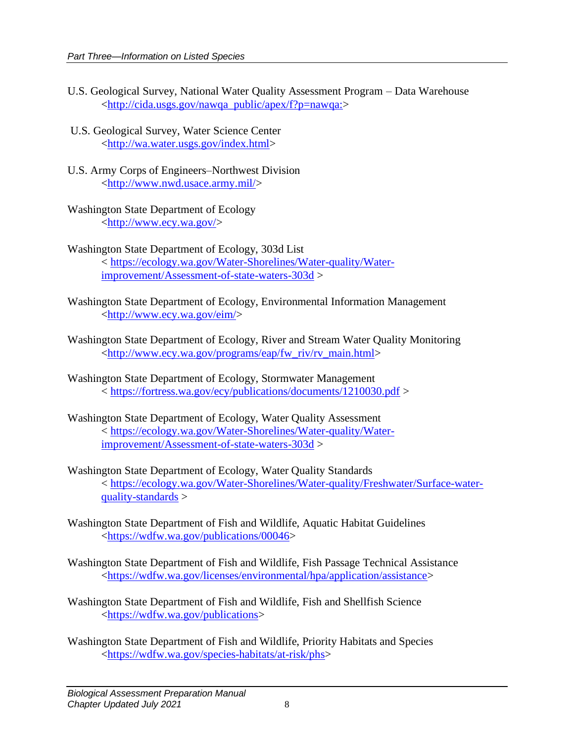U.S. Geological Survey, National Water Quality Assessment Program – Data Warehouse
<http://cida.usgs.gov/nawqa_public/apex/f?p=nawqa:>

U.S. Geological Survey, Water Science Center
<http://wa.water.usgs.gov/index.html>

U.S. Army Corps of Engineers–Northwest Division
<http://www.nwd.usace.army.mil/>

Washington State Department of Ecology
<http://www.ecy.wa.gov/>

Washington State Department of Ecology, 303d List
< https://ecology.wa.gov/Water-Shorelines/Water-quality/Water-improvement/Assessment-of-state-waters-303d >

Washington State Department of Ecology, Environmental Information Management
<http://www.ecy.wa.gov/eim/>

Washington State Department of Ecology, River and Stream Water Quality Monitoring
<http://www.ecy.wa.gov/programs/eap/fw_riv/rv_main.html>

Washington State Department of Ecology, Stormwater Management
< https://fortress.wa.gov/ecy/publications/documents/1210030.pdf >

Washington State Department of Ecology, Water Quality Assessment
< https://ecology.wa.gov/Water-Shorelines/Water-quality/Water-improvement/Assessment-of-state-waters-303d >

Washington State Department of Ecology, Water Quality Standards
< https://ecology.wa.gov/Water-Shorelines/Water-quality/Freshwater/Surface-water-quality-standards >

Washington State Department of Fish and Wildlife, Aquatic Habitat Guidelines
<https://wdfw.wa.gov/publications/00046>

Washington State Department of Fish and Wildlife, Fish Passage Technical Assistance
<https://wdfw.wa.gov/licenses/environmental/hpa/application/assistance>

Washington State Department of Fish and Wildlife, Fish and Shellfish Science
<https://wdfw.wa.gov/publications>

Washington State Department of Fish and Wildlife, Priority Habitats and Species
<https://wdfw.wa.gov/species-habitats/at-risk/phs>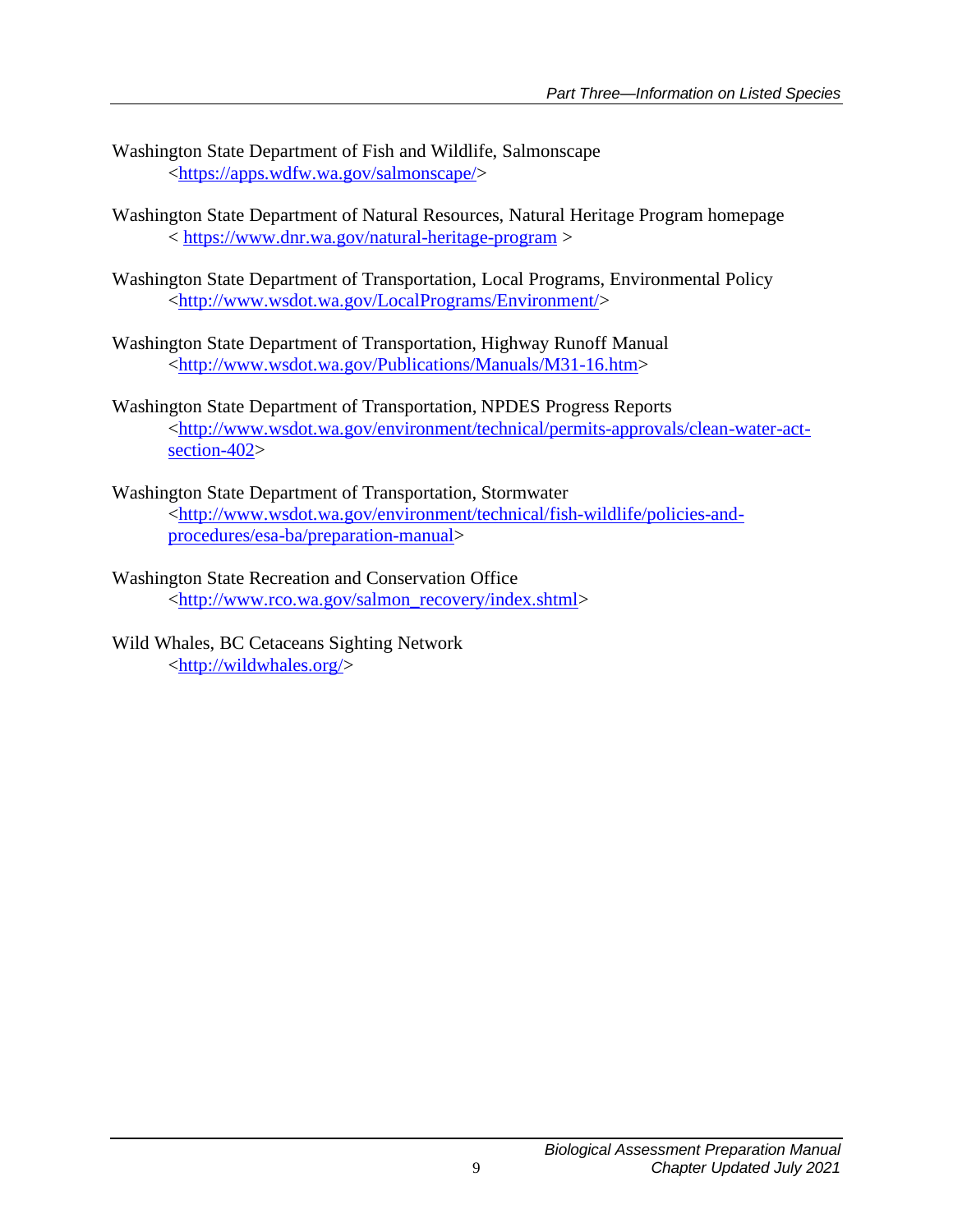Washington State Department of Fish and Wildlife, Salmonscape
<https://apps.wdfw.wa.gov/salmonscape/>

Washington State Department of Natural Resources, Natural Heritage Program homepage
< https://www.dnr.wa.gov/natural-heritage-program >

Washington State Department of Transportation, Local Programs, Environmental Policy
<http://www.wsdot.wa.gov/LocalPrograms/Environment/>

Washington State Department of Transportation, Highway Runoff Manual
<http://www.wsdot.wa.gov/Publications/Manuals/M31-16.htm>

Washington State Department of Transportation, NPDES Progress Reports
<http://www.wsdot.wa.gov/environment/technical/permits-approvals/clean-water-act-section-402>

Washington State Department of Transportation, Stormwater
<http://www.wsdot.wa.gov/environment/technical/fish-wildlife/policies-and-procedures/esa-ba/preparation-manual>

Washington State Recreation and Conservation Office
<http://www.rco.wa.gov/salmon_recovery/index.shtml>

Wild Whales, BC Cetaceans Sighting Network
<http://wildwhales.org/>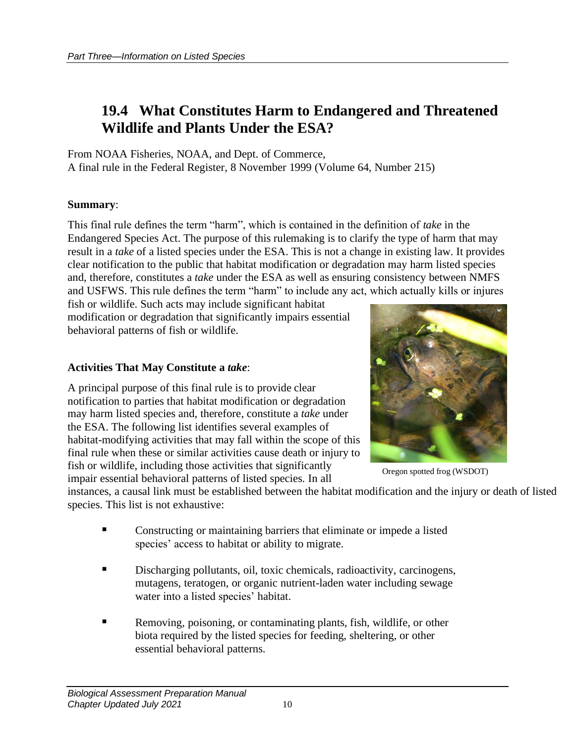## 19.4 What Constitutes Harm to Endangered and Threatened Wildlife and Plants Under the ESA?

From NOAA Fisheries, NOAA, and Dept. of Commerce,
A final rule in the Federal Register, 8 November 1999 (Volume 64, Number 215)

**Summary**:

This final rule defines the term "harm", which is contained in the definition of *take* in the Endangered Species Act. The purpose of this rulemaking is to clarify the type of harm that may result in a *take* of a listed species under the ESA. This is not a change in existing law. It provides clear notification to the public that habitat modification or degradation may harm listed species and, therefore, constitutes a *take* under the ESA as well as ensuring consistency between NMFS and USFWS. This rule defines the term "harm" to include any act, which actually kills or injures fish or wildlife. Such acts may include significant habitat modification or degradation that significantly impairs essential behavioral patterns of fish or wildlife.

**Activities That May Constitute a *take***:

A principal purpose of this final rule is to provide clear notification to parties that habitat modification or degradation may harm listed species and, therefore, constitute a *take* under the ESA. The following list identifies several examples of habitat-modifying activities that may fall within the scope of this final rule when these or similar activities cause death or injury to fish or wildlife, including those activities that significantly impair essential behavioral patterns of listed species. In all instances, a causal link must be established between the habitat modification and the injury or death of listed species. This list is not exhaustive:

Oregon spotted frog (WSDOT)

- Constructing or maintaining barriers that eliminate or impede a listed species' access to habitat or ability to migrate.
- Discharging pollutants, oil, toxic chemicals, radioactivity, carcinogens, mutagens, teratogen, or organic nutrient-laden water including sewage water into a listed species' habitat.
- Removing, poisoning, or contaminating plants, fish, wildlife, or other biota required by the listed species for feeding, sheltering, or other essential behavioral patterns.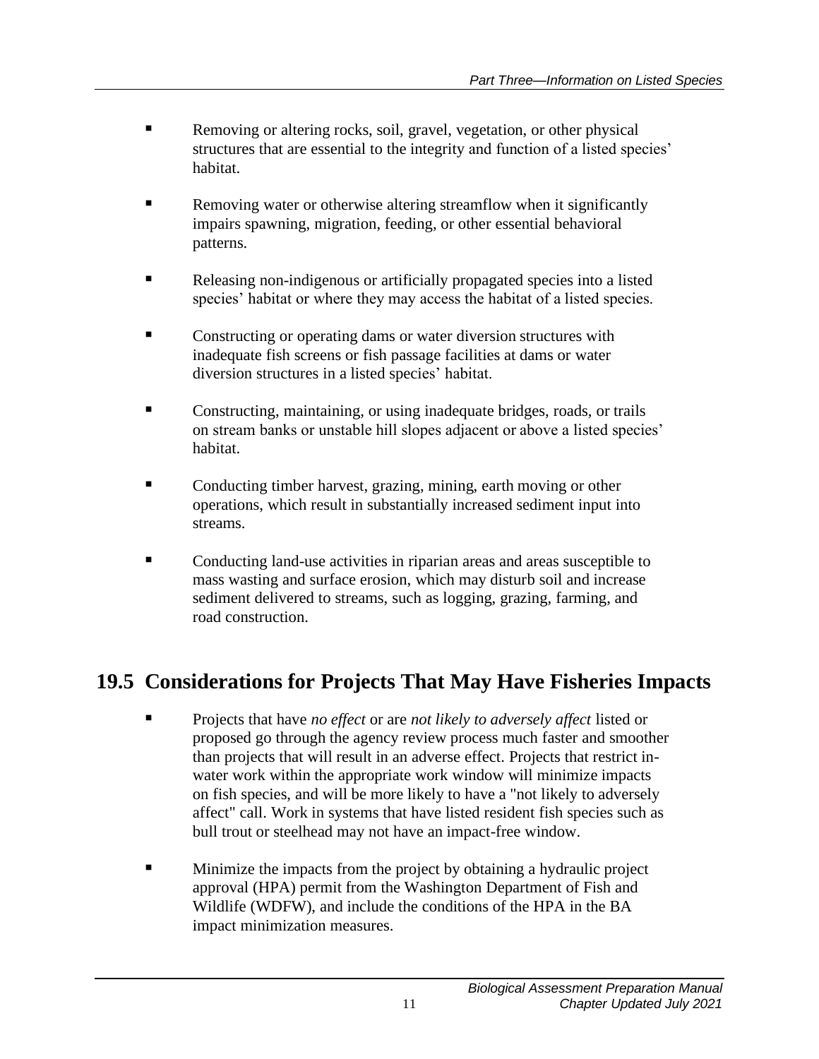- Removing or altering rocks, soil, gravel, vegetation, or other physical structures that are essential to the integrity and function of a listed species' habitat.

- Removing water or otherwise altering streamflow when it significantly impairs spawning, migration, feeding, or other essential behavioral patterns.

- Releasing non-indigenous or artificially propagated species into a listed species' habitat or where they may access the habitat of a listed species.

- Constructing or operating dams or water diversion structures with inadequate fish screens or fish passage facilities at dams or water diversion structures in a listed species' habitat.

- Constructing, maintaining, or using inadequate bridges, roads, or trails on stream banks or unstable hill slopes adjacent or above a listed species' habitat.

- Conducting timber harvest, grazing, mining, earth moving or other operations, which result in substantially increased sediment input into streams.

- Conducting land-use activities in riparian areas and areas susceptible to mass wasting and surface erosion, which may disturb soil and increase sediment delivered to streams, such as logging, grazing, farming, and road construction.

## 19.5 Considerations for Projects That May Have Fisheries Impacts

- Projects that have *no effect* or are *not likely to adversely affect* listed or proposed go through the agency review process much faster and smoother than projects that will result in an adverse effect. Projects that restrict in-water work within the appropriate work window will minimize impacts on fish species, and will be more likely to have a "not likely to adversely affect" call. Work in systems that have listed resident fish species such as bull trout or steelhead may not have an impact-free window.

- Minimize the impacts from the project by obtaining a hydraulic project approval (HPA) permit from the Washington Department of Fish and Wildlife (WDFW), and include the conditions of the HPA in the BA impact minimization measures.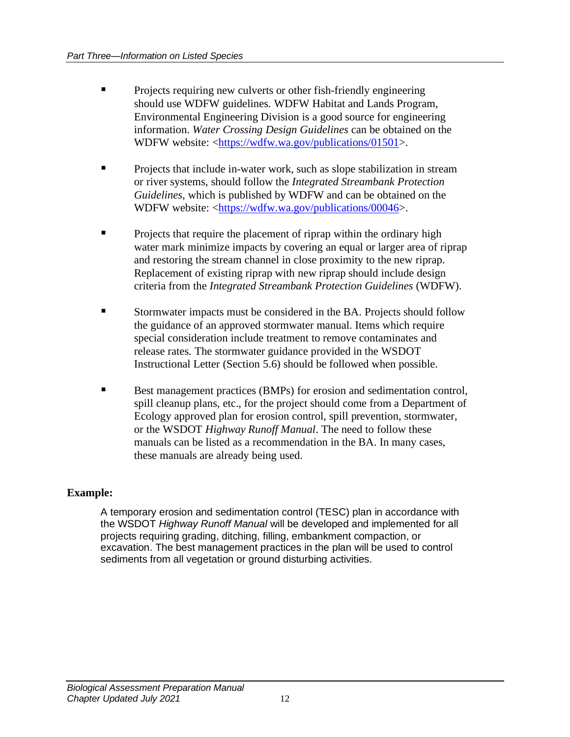- Projects requiring new culverts or other fish-friendly engineering should use WDFW guidelines. WDFW Habitat and Lands Program, Environmental Engineering Division is a good source for engineering information. *Water Crossing Design Guidelines* can be obtained on the WDFW website: <https://wdfw.wa.gov/publications/01501>.

- Projects that include in-water work, such as slope stabilization in stream or river systems, should follow the *Integrated Streambank Protection Guidelines*, which is published by WDFW and can be obtained on the WDFW website: <https://wdfw.wa.gov/publications/00046>.

- Projects that require the placement of riprap within the ordinary high water mark minimize impacts by covering an equal or larger area of riprap and restoring the stream channel in close proximity to the new riprap. Replacement of existing riprap with new riprap should include design criteria from the *Integrated Streambank Protection Guidelines* (WDFW).

- Stormwater impacts must be considered in the BA. Projects should follow the guidance of an approved stormwater manual. Items which require special consideration include treatment to remove contaminates and release rates. The stormwater guidance provided in the WSDOT Instructional Letter (Section 5.6) should be followed when possible.

- Best management practices (BMPs) for erosion and sedimentation control, spill cleanup plans, etc., for the project should come from a Department of Ecology approved plan for erosion control, spill prevention, stormwater, or the WSDOT *Highway Runoff Manual*. The need to follow these manuals can be listed as a recommendation in the BA. In many cases, these manuals are already being used.

**Example:**

> A temporary erosion and sedimentation control (TESC) plan in accordance with the WSDOT *Highway Runoff Manual* will be developed and implemented for all projects requiring grading, ditching, filling, embankment compaction, or excavation. The best management practices in the plan will be used to control sediments from all vegetation or ground disturbing activities.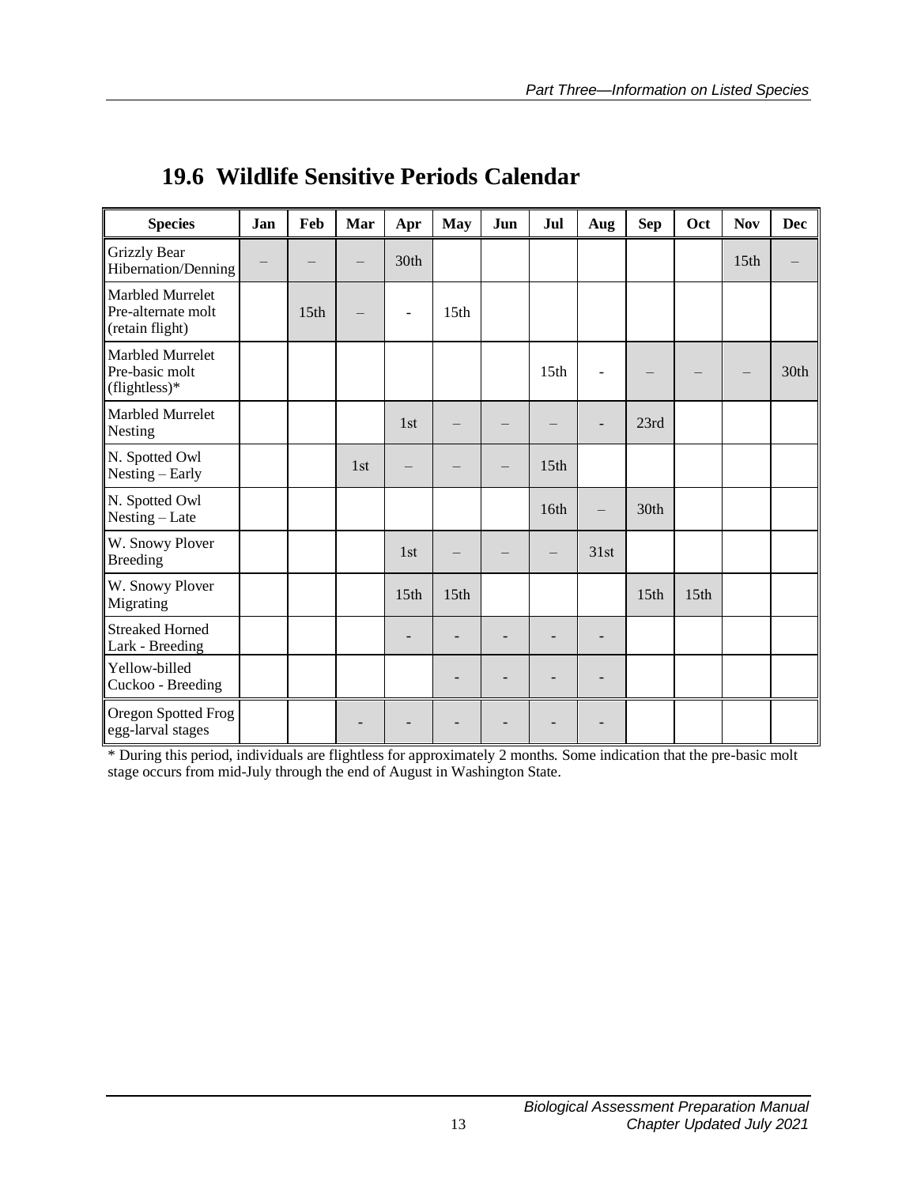## 19.6 Wildlife Sensitive Periods Calendar

| Species | Jan | Feb | Mar | Apr | May | Jun | Jul | Aug | Sep | Oct | Nov | Dec |
|---|---|---|---|---|---|---|---|---|---|---|---|---|
| Grizzly Bear Hibernation/Denning | – | – | – | 30th | | | | | | | 15th | – |
| Marbled Murrelet Pre-alternate molt (retain flight) | | 15th | – | - | 15th | | | | | | | |
| Marbled Murrelet Pre-basic molt (flightless)* | | | | | | | 15th | - | – | – | – | 30th |
| Marbled Murrelet Nesting | | | | 1st | – | – | – | - | 23rd | | | |
| N. Spotted Owl Nesting – Early | | | 1st | – | – | – | 15th | | | | | |
| N. Spotted Owl Nesting – Late | | | | | | | 16th | – | 30th | | | |
| W. Snowy Plover Breeding | | | | 1st | – | – | – | 31st | | | | |
| W. Snowy Plover Migrating | | | | 15th | 15th | | | | 15th | 15th | | |
| Streaked Horned Lark - Breeding | | | | - | - | - | - | - | | | | |
| Yellow-billed Cuckoo - Breeding | | | | | - | - | - | - | | | | |
| Oregon Spotted Frog egg-larval stages | | | - | - | - | - | - | - | | | | |

* During this period, individuals are flightless for approximately 2 months. Some indication that the pre-basic molt stage occurs from mid-July through the end of August in Washington State.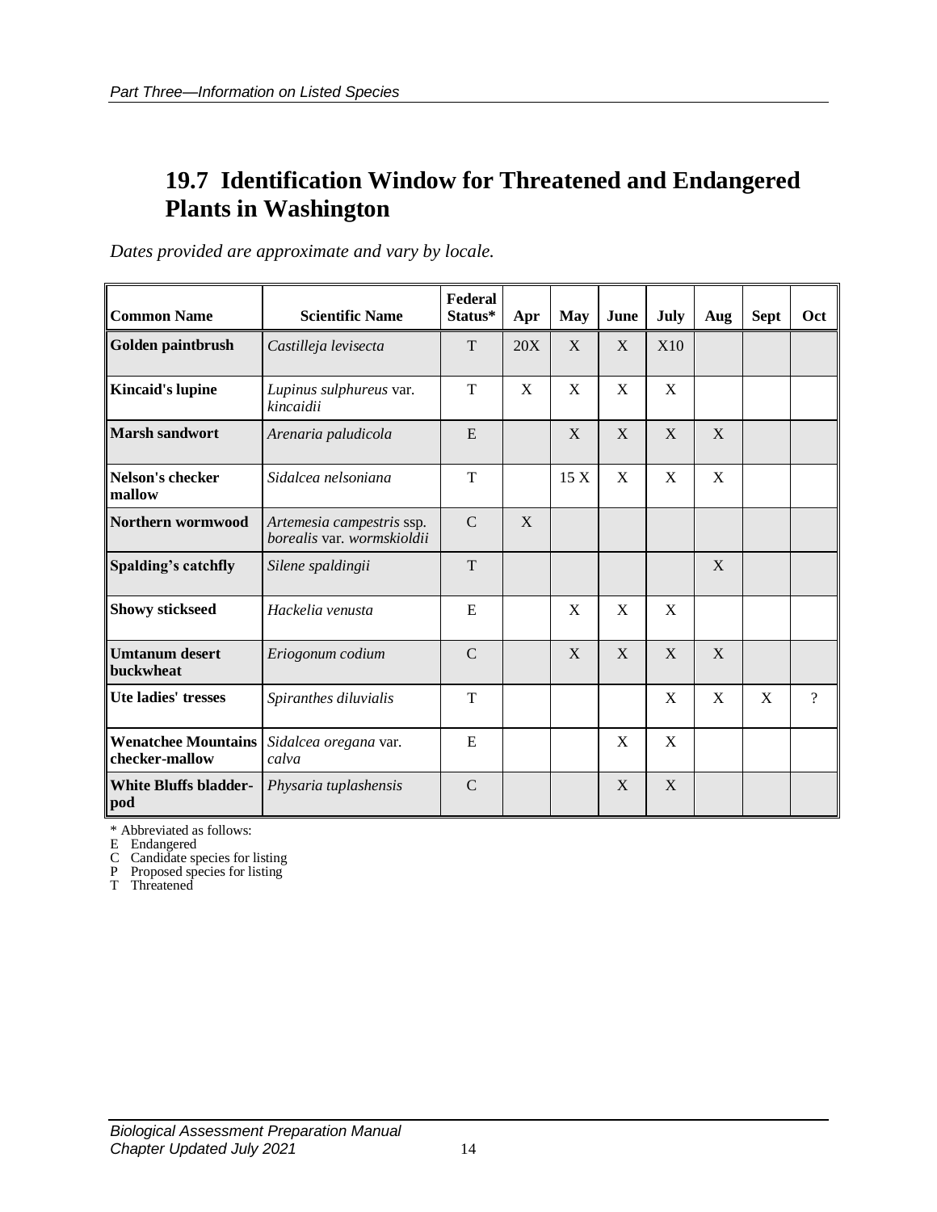## 19.7 Identification Window for Threatened and Endangered Plants in Washington

*Dates provided are approximate and vary by locale.*

| Common Name | Scientific Name | Federal Status* | Apr | May | June | July | Aug | Sept | Oct |
|---|---|---|---|---|---|---|---|---|---|
| **Golden paintbrush** | *Castilleja levisecta* | T | 20X | X | X | X10 | | | |
| **Kincaid's lupine** | *Lupinus sulphureus* var. *kincaidii* | T | X | X | X | X | | | |
| **Marsh sandwort** | *Arenaria paludicola* | E | | X | X | X | X | | |
| **Nelson's checker mallow** | *Sidalcea nelsoniana* | T | | 15 X | X | X | X | | |
| **Northern wormwood** | *Artemesia campestris* ssp. *borealis* var. *wormskioldii* | C | X | | | | | | |
| **Spalding's catchfly** | *Silene spaldingii* | T | | | | | X | | |
| **Showy stickseed** | *Hackelia venusta* | E | | X | X | X | | | |
| **Umtanum desert buckwheat** | *Eriogonum codium* | C | | X | X | X | X | | |
| **Ute ladies' tresses** | *Spiranthes diluvialis* | T | | | | X | X | X | ? |
| **Wenatchee Mountains checker-mallow** | *Sidalcea oregana* var. *calva* | E | | | X | X | | | |
| **White Bluffs bladder-pod** | *Physaria tuplashensis* | C | | | X | X | | | |

\* Abbreviated as follows:  
E Endangered  
C Candidate species for listing  
P Proposed species for listing  
T Threatened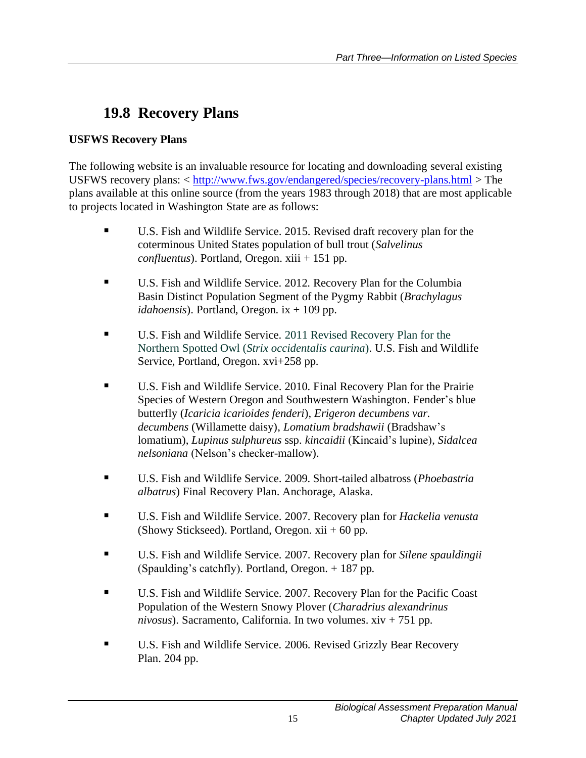## 19.8 Recovery Plans

**USFWS Recovery Plans**

The following website is an invaluable resource for locating and downloading several existing USFWS recovery plans: < [http://www.fws.gov/endangered/species/recovery-plans.html](http://www.fws.gov/endangered/species/recovery-plans.html) > The plans available at this online source (from the years 1983 through 2018) that are most applicable to projects located in Washington State are as follows:

- U.S. Fish and Wildlife Service. 2015. Revised draft recovery plan for the coterminous United States population of bull trout (*Salvelinus confluentus*). Portland, Oregon. xiii + 151 pp.
- U.S. Fish and Wildlife Service. 2012. Recovery Plan for the Columbia Basin Distinct Population Segment of the Pygmy Rabbit (*Brachylagus idahoensis*). Portland, Oregon. ix + 109 pp.
- U.S. Fish and Wildlife Service. 2011 Revised Recovery Plan for the Northern Spotted Owl (*Strix occidentalis caurina*). U.S. Fish and Wildlife Service, Portland, Oregon. xvi+258 pp.
- U.S. Fish and Wildlife Service. 2010. Final Recovery Plan for the Prairie Species of Western Oregon and Southwestern Washington. Fender's blue butterfly (*Icaricia icarioides fenderi*), *Erigeron decumbens var. decumbens* (Willamette daisy), *Lomatium bradshawii* (Bradshaw's lomatium), *Lupinus sulphureus* ssp. *kincaidii* (Kincaid's lupine), *Sidalcea nelsoniana* (Nelson's checker-mallow).
- U.S. Fish and Wildlife Service. 2009. Short-tailed albatross (*Phoebastria albatrus*) Final Recovery Plan. Anchorage, Alaska.
- U.S. Fish and Wildlife Service. 2007. Recovery plan for *Hackelia venusta* (Showy Stickseed). Portland, Oregon. xii + 60 pp.
- U.S. Fish and Wildlife Service. 2007. Recovery plan for *Silene spauldingii* (Spaulding's catchfly). Portland, Oregon. + 187 pp.
- U.S. Fish and Wildlife Service. 2007. Recovery Plan for the Pacific Coast Population of the Western Snowy Plover (*Charadrius alexandrinus nivosus*). Sacramento, California. In two volumes. xiv + 751 pp.
- U.S. Fish and Wildlife Service. 2006. Revised Grizzly Bear Recovery Plan. 204 pp.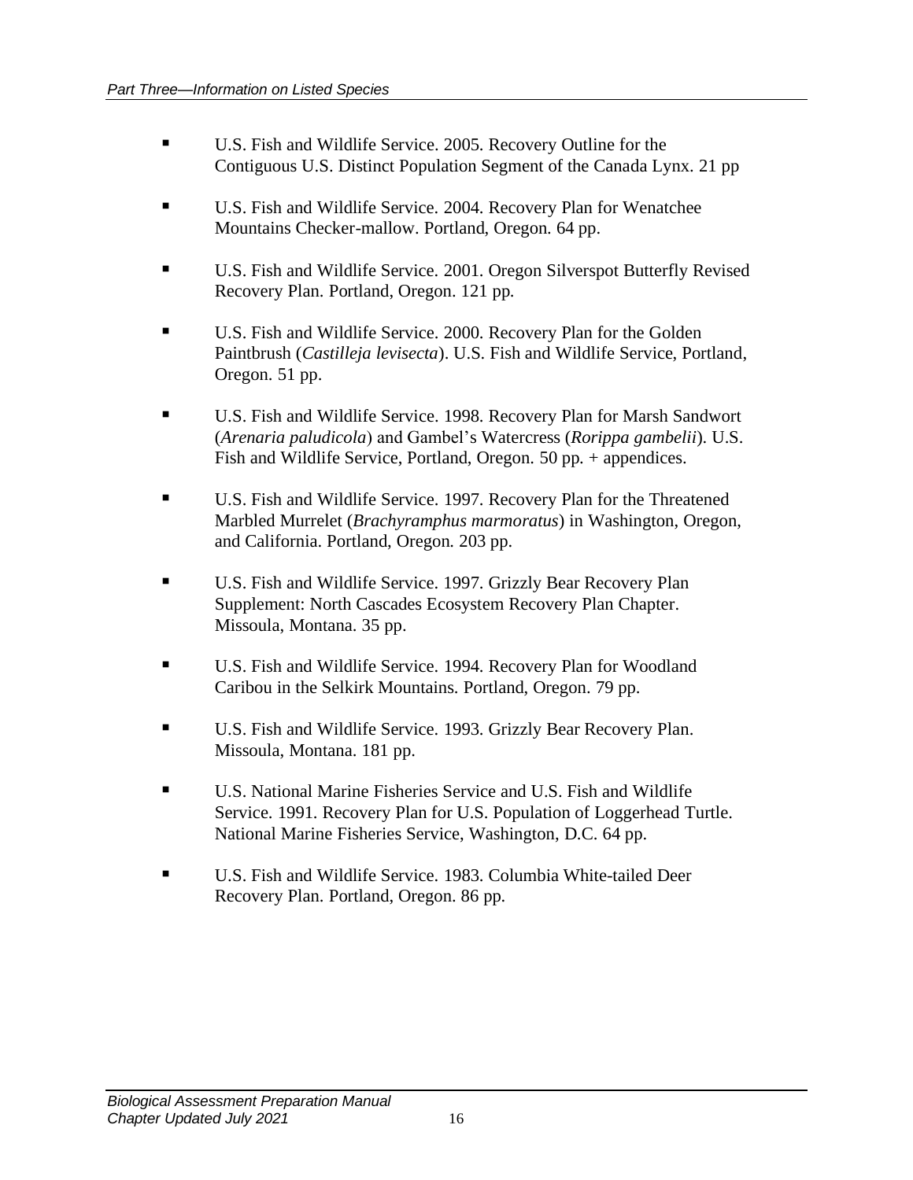- U.S. Fish and Wildlife Service. 2005. Recovery Outline for the Contiguous U.S. Distinct Population Segment of the Canada Lynx. 21 pp

- U.S. Fish and Wildlife Service. 2004. Recovery Plan for Wenatchee Mountains Checker-mallow. Portland, Oregon. 64 pp.

- U.S. Fish and Wildlife Service. 2001. Oregon Silverspot Butterfly Revised Recovery Plan. Portland, Oregon. 121 pp.

- U.S. Fish and Wildlife Service. 2000. Recovery Plan for the Golden Paintbrush (*Castilleja levisecta*). U.S. Fish and Wildlife Service, Portland, Oregon. 51 pp.

- U.S. Fish and Wildlife Service. 1998. Recovery Plan for Marsh Sandwort (*Arenaria paludicola*) and Gambel's Watercress (*Rorippa gambelii*). U.S. Fish and Wildlife Service, Portland, Oregon. 50 pp. + appendices.

- U.S. Fish and Wildlife Service. 1997. Recovery Plan for the Threatened Marbled Murrelet (*Brachyramphus marmoratus*) in Washington, Oregon, and California. Portland, Oregon. 203 pp.

- U.S. Fish and Wildlife Service. 1997. Grizzly Bear Recovery Plan Supplement: North Cascades Ecosystem Recovery Plan Chapter. Missoula, Montana. 35 pp.

- U.S. Fish and Wildlife Service. 1994. Recovery Plan for Woodland Caribou in the Selkirk Mountains. Portland, Oregon. 79 pp.

- U.S. Fish and Wildlife Service. 1993. Grizzly Bear Recovery Plan. Missoula, Montana. 181 pp.

- U.S. National Marine Fisheries Service and U.S. Fish and Wildlife Service. 1991. Recovery Plan for U.S. Population of Loggerhead Turtle. National Marine Fisheries Service, Washington, D.C. 64 pp.

- U.S. Fish and Wildlife Service. 1983. Columbia White-tailed Deer Recovery Plan. Portland, Oregon. 86 pp.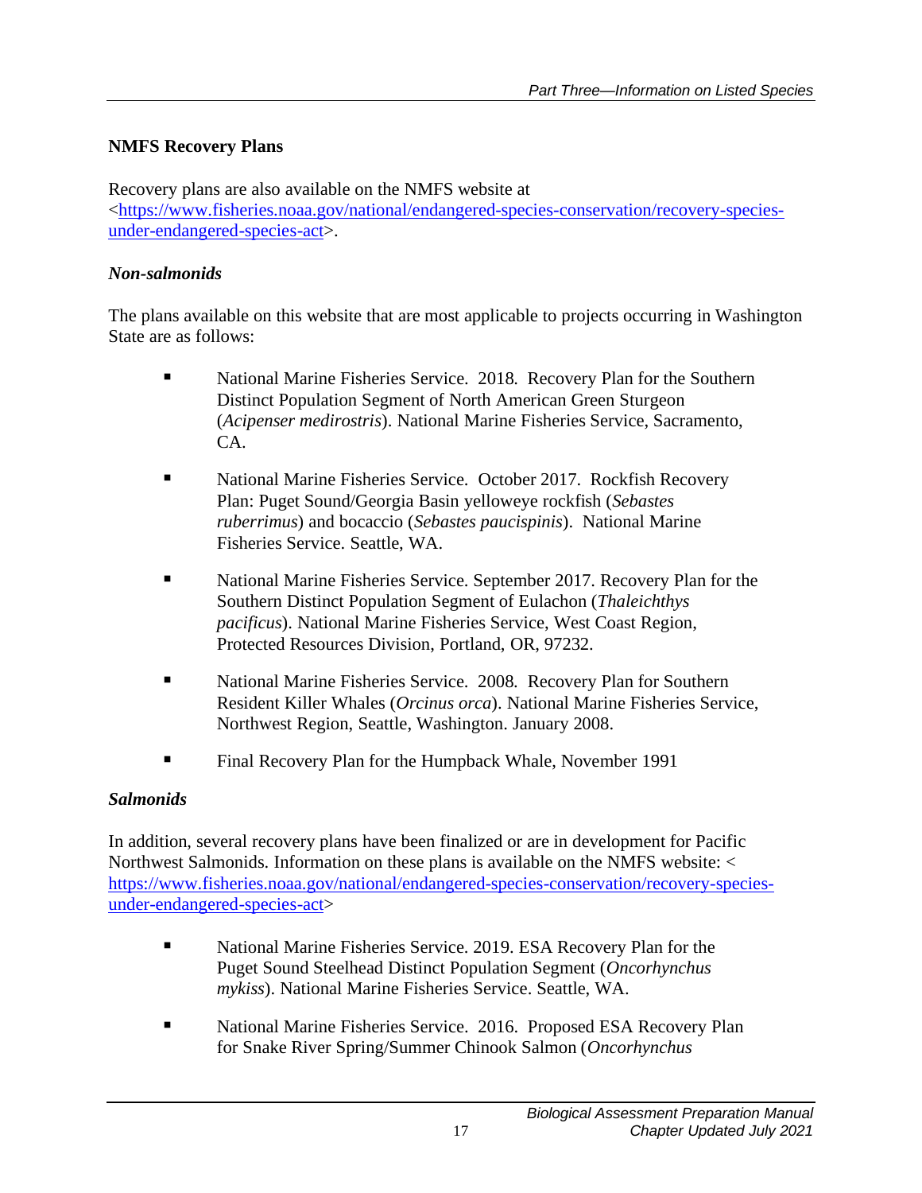### NMFS Recovery Plans

Recovery plans are also available on the NMFS website at <https://www.fisheries.noaa.gov/national/endangered-species-conservation/recovery-species-under-endangered-species-act>.

#### *Non-salmonids*

The plans available on this website that are most applicable to projects occurring in Washington State are as follows:

- National Marine Fisheries Service. 2018. Recovery Plan for the Southern Distinct Population Segment of North American Green Sturgeon (*Acipenser medirostris*). National Marine Fisheries Service, Sacramento, CA.
- National Marine Fisheries Service. October 2017. Rockfish Recovery Plan: Puget Sound/Georgia Basin yelloweye rockfish (*Sebastes ruberrimus*) and bocaccio (*Sebastes paucispinis*). National Marine Fisheries Service. Seattle, WA.
- National Marine Fisheries Service. September 2017. Recovery Plan for the Southern Distinct Population Segment of Eulachon (*Thaleichthys pacificus*). National Marine Fisheries Service, West Coast Region, Protected Resources Division, Portland, OR, 97232.
- National Marine Fisheries Service. 2008. Recovery Plan for Southern Resident Killer Whales (*Orcinus orca*). National Marine Fisheries Service, Northwest Region, Seattle, Washington. January 2008.
- Final Recovery Plan for the Humpback Whale, November 1991

#### *Salmonids*

In addition, several recovery plans have been finalized or are in development for Pacific Northwest Salmonids. Information on these plans is available on the NMFS website: < https://www.fisheries.noaa.gov/national/endangered-species-conservation/recovery-species-under-endangered-species-act>

- National Marine Fisheries Service. 2019. ESA Recovery Plan for the Puget Sound Steelhead Distinct Population Segment (*Oncorhynchus mykiss*). National Marine Fisheries Service. Seattle, WA.
- National Marine Fisheries Service. 2016. Proposed ESA Recovery Plan for Snake River Spring/Summer Chinook Salmon (*Oncorhynchus*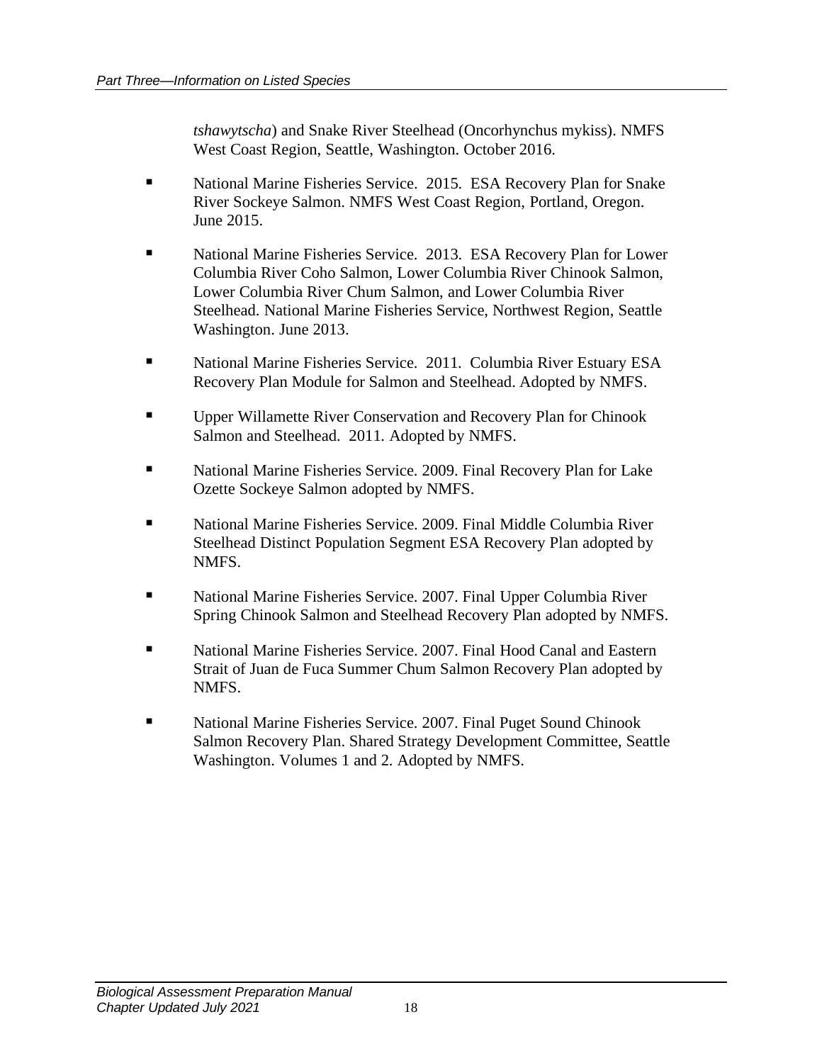*tshawytscha*) and Snake River Steelhead (Oncorhynchus mykiss). NMFS West Coast Region, Seattle, Washington. October 2016.

- National Marine Fisheries Service. 2015. ESA Recovery Plan for Snake River Sockeye Salmon. NMFS West Coast Region, Portland, Oregon. June 2015.
- National Marine Fisheries Service. 2013. ESA Recovery Plan for Lower Columbia River Coho Salmon, Lower Columbia River Chinook Salmon, Lower Columbia River Chum Salmon, and Lower Columbia River Steelhead. National Marine Fisheries Service, Northwest Region, Seattle Washington. June 2013.
- National Marine Fisheries Service. 2011. Columbia River Estuary ESA Recovery Plan Module for Salmon and Steelhead. Adopted by NMFS.
- Upper Willamette River Conservation and Recovery Plan for Chinook Salmon and Steelhead. 2011. Adopted by NMFS.
- National Marine Fisheries Service. 2009. Final Recovery Plan for Lake Ozette Sockeye Salmon adopted by NMFS.
- National Marine Fisheries Service. 2009. Final Middle Columbia River Steelhead Distinct Population Segment ESA Recovery Plan adopted by NMFS.
- National Marine Fisheries Service. 2007. Final Upper Columbia River Spring Chinook Salmon and Steelhead Recovery Plan adopted by NMFS.
- National Marine Fisheries Service. 2007. Final Hood Canal and Eastern Strait of Juan de Fuca Summer Chum Salmon Recovery Plan adopted by NMFS.
- National Marine Fisheries Service. 2007. Final Puget Sound Chinook Salmon Recovery Plan. Shared Strategy Development Committee, Seattle Washington. Volumes 1 and 2. Adopted by NMFS.